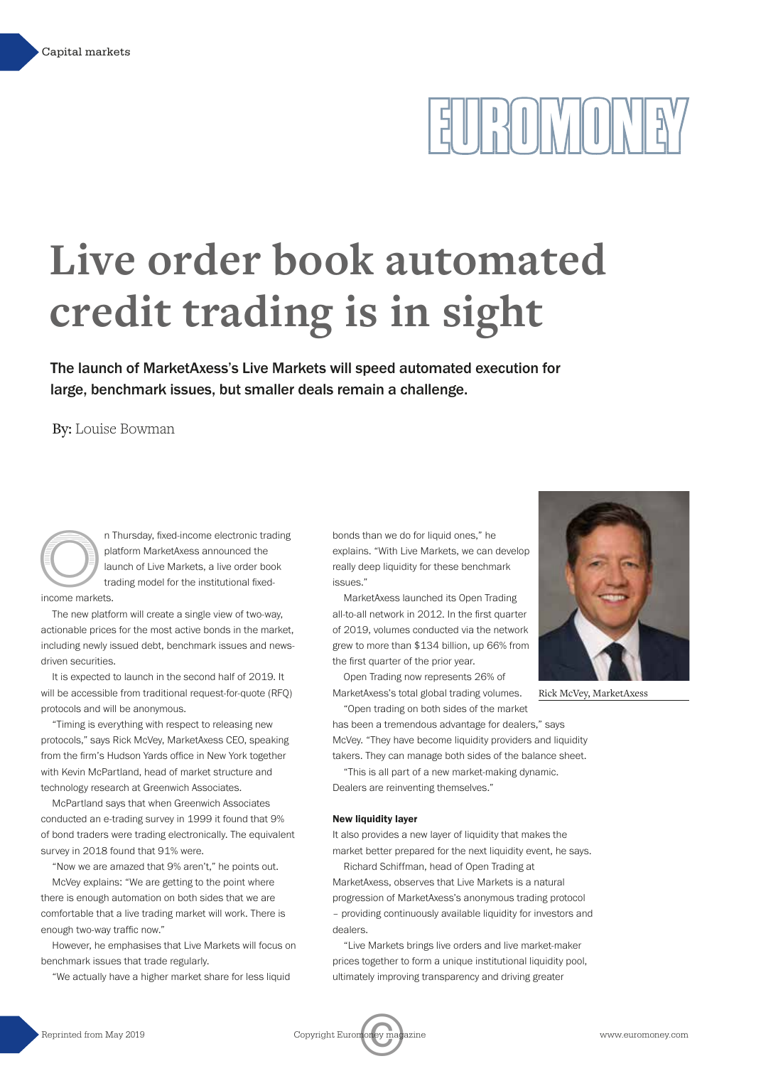# Live order book automated credit trading is in sight

**The launch of MarketAxess's Live Markets will speed automated execution for large, benchmark issues, but smaller deals remain a challenge.**

**By:** Louise Bowman

On Thursday, fixed-income electronic trading platform MarketAxess announced the launch of Live Markets, a live order book trading model for the institutional fixed-income markets.

The new platform will create a single view of two-way, actionable prices for the most active bonds in the market, including newly issued debt, benchmark issues and news-driven securities.

It is expected to launch in the second half of 2019. It will be accessible from traditional request-for-quote (RFQ) protocols and will be anonymous.

"Timing is everything with respect to releasing new protocols," says Rick McVey, MarketAxess CEO, speaking from the firm's Hudson Yards office in New York together with Kevin McPartland, head of market structure and technology research at Greenwich Associates.

McPartland says that when Greenwich Associates conducted an e-trading survey in 1999 it found that 9% of bond traders were trading electronically. The equivalent survey in 2018 found that 91% were.

"Now we are amazed that 9% aren't," he points out.

McVey explains: "We are getting to the point where there is enough automation on both sides that we are comfortable that a live trading market will work. There is enough two-way traffic now."

However, he emphasises that Live Markets will focus on benchmark issues that trade regularly.

"We actually have a higher market share for less liquid bonds than we do for liquid ones," he explains. "With Live Markets, we can develop really deep liquidity for these benchmark issues."

MarketAxess launched its Open Trading all-to-all network in 2012. In the first quarter of 2019, volumes conducted via the network grew to more than $134 billion, up 66% from the first quarter of the prior year.

Open Trading now represents 26% of MarketAxess's total global trading volumes.

Rick McVey, MarketAxess

"Open trading on both sides of the market has been a tremendous advantage for dealers," says McVey. "They have become liquidity providers and liquidity takers. They can manage both sides of the balance sheet.

"This is all part of a new market-making dynamic. Dealers are reinventing themselves."

#### New liquidity layer

It also provides a new layer of liquidity that makes the market better prepared for the next liquidity event, he says.

Richard Schiffman, head of Open Trading at MarketAxess, observes that Live Markets is a natural progression of MarketAxess's anonymous trading protocol – providing continuously available liquidity for investors and dealers.

"Live Markets brings live orders and live market-maker prices together to form a unique institutional liquidity pool, ultimately improving transparency and driving greater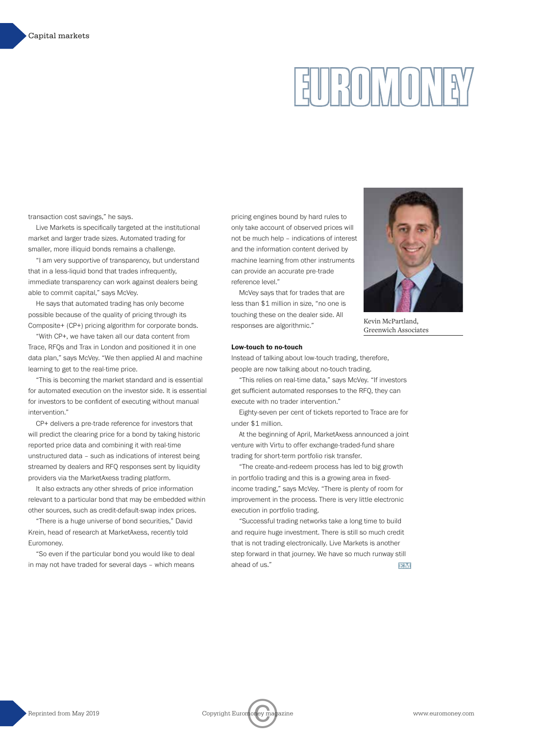transaction cost savings," he says.

Live Markets is specifically targeted at the institutional market and larger trade sizes. Automated trading for smaller, more illiquid bonds remains a challenge.

"I am very supportive of transparency, but understand that in a less-liquid bond that trades infrequently, immediate transparency can work against dealers being able to commit capital," says McVey.

He says that automated trading has only become possible because of the quality of pricing through its Composite+ (CP+) pricing algorithm for corporate bonds.

"With CP+, we have taken all our data content from Trace, RFQs and Trax in London and positioned it in one data plan," says McVey. "We then applied AI and machine learning to get to the real-time price.

"This is becoming the market standard and is essential for automated execution on the investor side. It is essential for investors to be confident of executing without manual intervention."

CP+ delivers a pre-trade reference for investors that will predict the clearing price for a bond by taking historic reported price data and combining it with real-time unstructured data – such as indications of interest being streamed by dealers and RFQ responses sent by liquidity providers via the MarketAxess trading platform.

It also extracts any other shreds of price information relevant to a particular bond that may be embedded within other sources, such as credit-default-swap index prices.

"There is a huge universe of bond securities," David Krein, head of research at MarketAxess, recently told Euromoney.

"So even if the particular bond you would like to deal in may not have traded for several days – which means pricing engines bound by hard rules to only take account of observed prices will not be much help – indications of interest and the information content derived by machine learning from other instruments can provide an accurate pre-trade reference level."

McVey says that for trades that are less than $1 million in size, "no one is touching these on the dealer side. All responses are algorithmic."

Kevin McPartland, Greenwich Associates

#### Low-touch to no-touch

Instead of talking about low-touch trading, therefore, people are now talking about no-touch trading.

"This relies on real-time data," says McVey. "If investors get sufficient automated responses to the RFQ, they can execute with no trader intervention."

Eighty-seven per cent of tickets reported to Trace are for under $1 million.

At the beginning of April, MarketAxess announced a joint venture with Virtu to offer exchange-traded-fund share trading for short-term portfolio risk transfer.

"The create-and-redeem process has led to big growth in portfolio trading and this is a growing area in fixed-income trading," says McVey. "There is plenty of room for improvement in the process. There is very little electronic execution in portfolio trading.

"Successful trading networks take a long time to build and require huge investment. There is still so much credit that is not trading electronically. Live Markets is another step forward in that journey. We have so much runway still ahead of us." EM